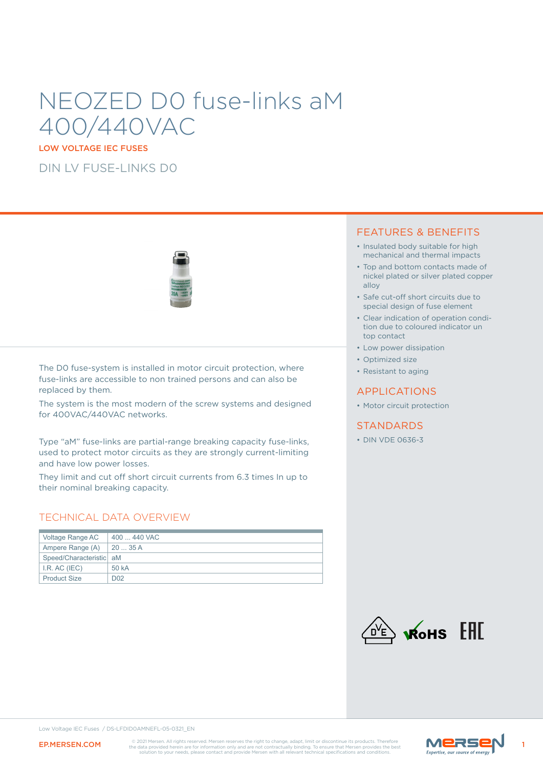# NEOZED D0 fuse-links aM 400/440VAC

LOW VOLTAGE IEC FUSES

DIN LV FUSE-LINKS D0

The D0 fuse-system is installed in motor circuit protection, where fuse-links are accessible to non trained persons and can also be replaced by them.

The system is the most modern of the screw systems and designed for 400VAC/440VAC networks.

Type “aM” fuse-links are partial-range breaking capacity fuse-links, used to protect motor circuits as they are strongly current-limiting and have low power losses.

They limit and cut off short circuit currents from 6.3 times In up to their nominal breaking capacity.

## TECHNICAL DATA OVERVIEW

| | |
|---|---|
| Voltage Range AC | 400 ... 440 VAC |
| Ampere Range (A) | 20 ... 35 A |
| Speed/Characteristic | aM |
| I.R. AC (IEC) | 50 kA |
| Product Size | D02 |

## FEATURES & BENEFITS

- Insulated body suitable for high mechanical and thermal impacts
- Top and bottom contacts made of nickel plated or silver plated copper alloy
- Safe cut-off short circuits due to special design of fuse element
- Clear indication of operation condi-tion due to coloured indicator un top contact
- Low power dissipation
- Optimized size
- Resistant to aging

## APPLICATIONS

- Motor circuit protection

## STANDARDS

- DIN VDE 0636-3

Low Voltage IEC Fuses / DS-LFDID0AMNEFL-05-0321_EN

EP.MERSEN.COM

© 2021 Mersen. All rights reserved. Mersen reserves the right to change, adapt, limit or discontinue its products. Therefore the data provided herein are for information only and are not contractually binding. To ensure that Mersen provides the best solution to your needs, please contact and provide Mersen with all relevant technical specifications and conditions.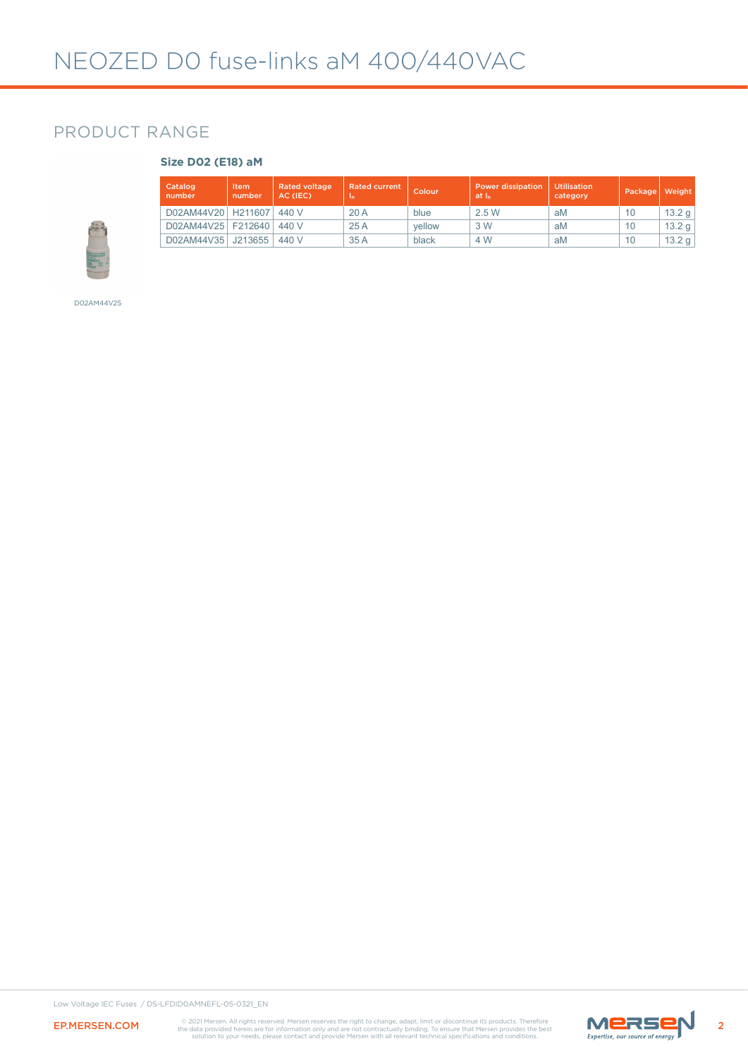# NEOZED D0 fuse-links aM 400/440VAC

## PRODUCT RANGE

### Size D02 (E18) aM

| Catalog number | Item number | Rated voltage AC (IEC) | Rated current $I_n$ | Colour | Power dissipation at $I_n$ | Utilisation category | Package | Weight |
|---|---|---|---|---|---|---|---|---|
| D02AM44V20 | H211607 | 440 V | 20 A | blue | 2.5 W | aM | 10 | 13.2 g |
| D02AM44V25 | F212640 | 440 V | 25 A | yellow | 3 W | aM | 10 | 13.2 g |
| D02AM44V35 | J213655 | 440 V | 35 A | black | 4 W | aM | 10 | 13.2 g |

D02AM44V25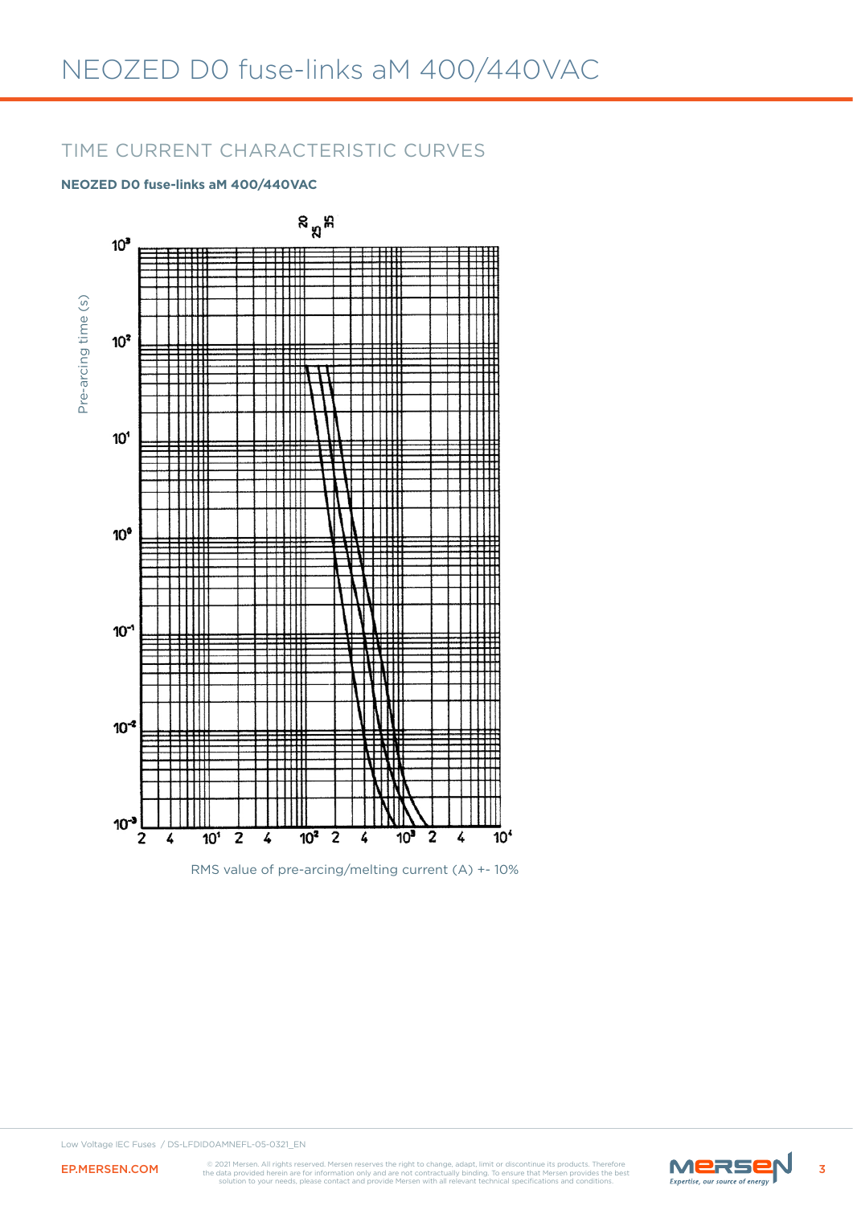# NEOZED D0 fuse-links aM 400/440VAC

## TIME CURRENT CHARACTERISTIC CURVES

**NEOZED D0 fuse-links aM 400/440VAC**

Pre-arcing time (s)

20 25 35

$10^3$ $10^2$ $10^1$ $10^0$ $10^{-1}$ $10^{-2}$ $10^{-3}$

2 4 $10^1$ 2 4 $10^2$ 2 4 $10^3$ 2 4 $10^4$

RMS value of pre-arcing/melting current (A) +- 10%

Low Voltage IEC Fuses / DS-LFDID0AMNEFL-05-0321_EN

EP.MERSEN.COM

© 2021 Mersen. All rights reserved. Mersen reserves the right to change, adapt, limit or discontinue its products. Therefore the data provided herein are for information only and are not contractually binding. To ensure that Mersen provides the best solution to your needs, please contact and provide Mersen with all relevant technical specifications and conditions.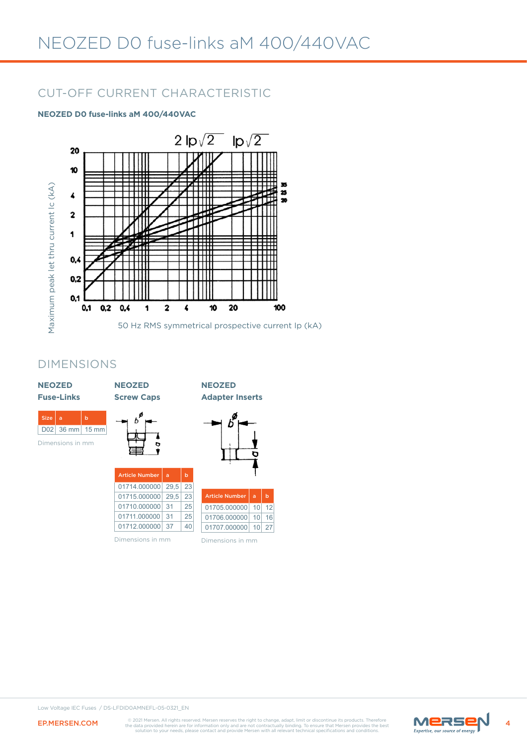# NEOZED D0 fuse-links aM 400/440VAC

## CUT-OFF CURRENT CHARACTERISTIC

**NEOZED D0 fuse-links aM 400/440VAC**

$2\ I_p\sqrt{2}$   $I_p\sqrt{2}$

Maximum peak let thru current Ic (kA)

50 Hz RMS symmetrical prospective current Ip (kA)

## DIMENSIONS

### NEOZED Fuse-Links

| Size | a | b |
|---|---|---|
| D02 | 36 mm | 15 mm |

Dimensions in mm

### NEOZED Screw Caps

| Article Number | a | b |
|---|---|---|
| 01714.000000 | 29,5 | 23 |
| 01715.000000 | 29,5 | 23 |
| 01710.000000 | 31 | 25 |
| 01711.000000 | 31 | 25 |
| 01712.000000 | 37 | 40 |

Dimensions in mm

### NEOZED Adapter Inserts

| Article Number | a | b |
|---|---|---|
| 01705.000000 | 10 | 12 |
| 01706.000000 | 10 | 16 |
| 01707.000000 | 10 | 27 |

Dimensions in mm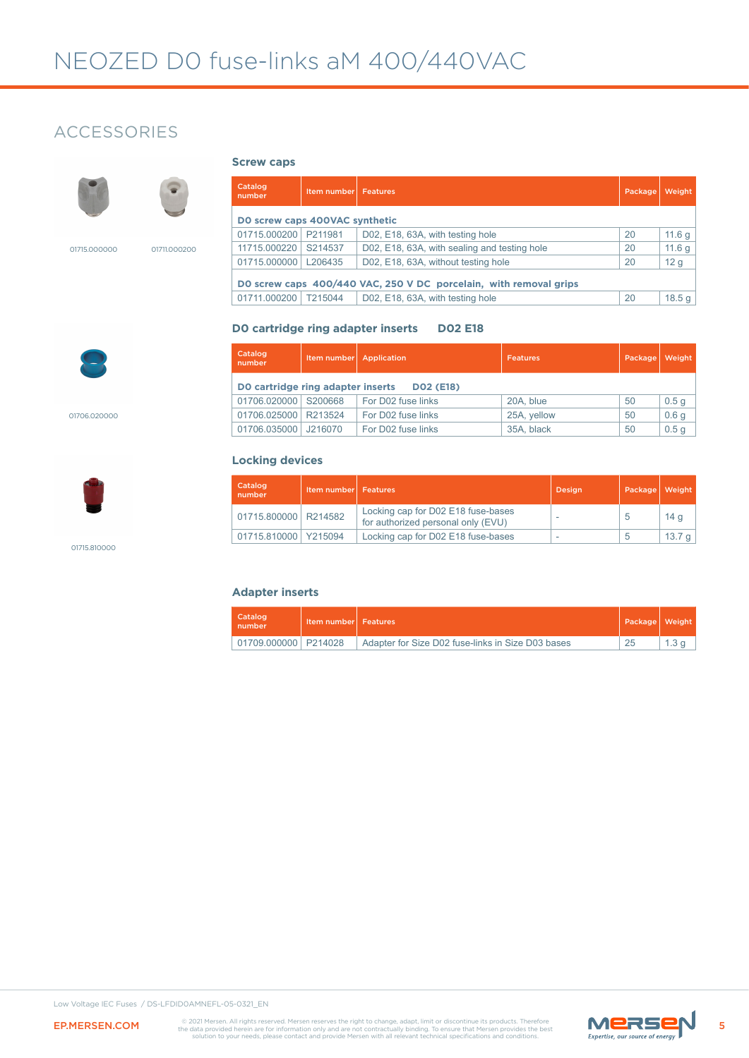# NEOZED D0 fuse-links aM 400/440VAC

## ACCESSORIES

01715.000000

01711.000200

### Screw caps

| Catalog number | Item number | Features | Package | Weight |
|---|---|---|---|---|
| **D0 screw caps 400VAC synthetic** | | | | |
| 01715.000200 | P211981 | D02, E18, 63A, with testing hole | 20 | 11.6 g |
| 11715.000220 | S214537 | D02, E18, 63A, with sealing and testing hole | 20 | 11.6 g |
| 01715.000000 | L206435 | D02, E18, 63A, without testing hole | 20 | 12 g |
| **D0 screw caps 400/440 VAC, 250 V DC porcelain, with removal grips** | | | | |
| 01711.000200 | T215044 | D02, E18, 63A, with testing hole | 20 | 18.5 g |

01706.020000

### D0 cartridge ring adapter inserts D02 E18

| Catalog number | Item number | Application | Features | Package | Weight |
|---|---|---|---|---|---|
| **D0 cartridge ring adapter inserts D02 (E18)** | | | | | |
| 01706.020000 | S200668 | For D02 fuse links | 20A, blue | 50 | 0.5 g |
| 01706.025000 | R213524 | For D02 fuse links | 25A, yellow | 50 | 0.6 g |
| 01706.035000 | J216070 | For D02 fuse links | 35A, black | 50 | 0.5 g |

01715.810000

### Locking devices

| Catalog number | Item number | Features | Design | Package | Weight |
|---|---|---|---|---|---|
| 01715.800000 | R214582 | Locking cap for D02 E18 fuse-bases for authorized personal only (EVU) | - | 5 | 14 g |
| 01715.810000 | Y215094 | Locking cap for D02 E18 fuse-bases | - | 5 | 13.7 g |

### Adapter inserts

| Catalog number | Item number | Features | Package | Weight |
|---|---|---|---|---|
| 01709.000000 | P214028 | Adapter for Size D02 fuse-links in Size D03 bases | 25 | 1.3 g |

Low Voltage IEC Fuses / DS-LFDID0AMNEFL-05-0321_EN

EP.MERSEN.COM

© 2021 Mersen. All rights reserved. Mersen reserves the right to change, adapt, limit or discontinue its products. Therefore the data provided herein are for information only and are not contractually binding. To ensure that Mersen provides the best solution to your needs, please contact and provide Mersen with all relevant technical specifications and conditions.